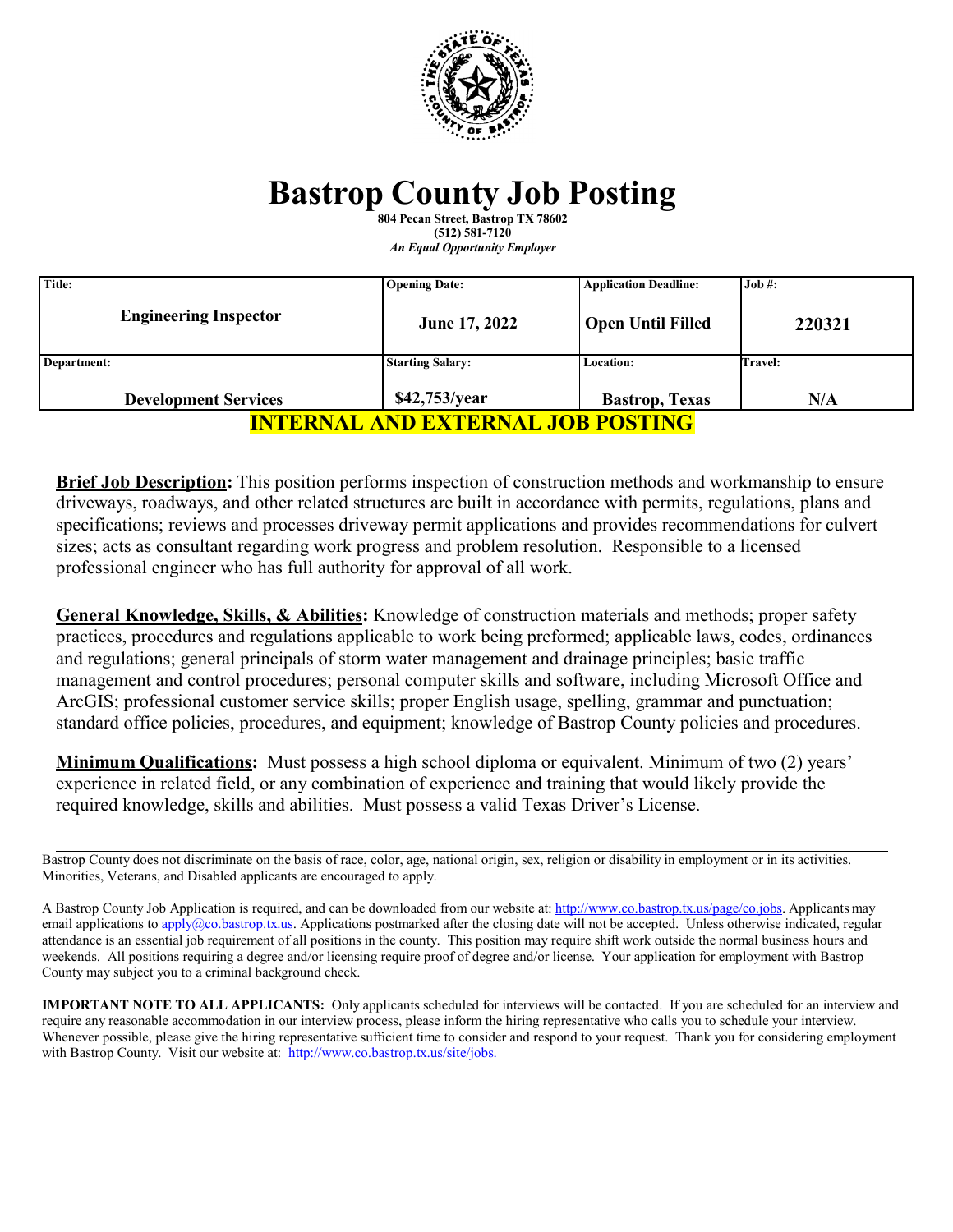# Bastrop County Job Posting

**804 Pecan Street, Bastrop TX 78602**
**(512) 581-7120**
***An Equal Opportunity Employer***

| Title: | Opening Date: | Application Deadline: | Job #: |
|---|---|---|---|
| **Engineering Inspector** | **June 17, 2022** | **Open Until Filled** | **220321** |
| **Department:** | **Starting Salary:** | **Location:** | **Travel:** |
| **Development Services** | **$42,753/year** | **Bastrop, Texas** | **N/A** |

**INTERNAL AND EXTERNAL JOB POSTING**

**Brief Job Description:** This position performs inspection of construction methods and workmanship to ensure driveways, roadways, and other related structures are built in accordance with permits, regulations, plans and specifications; reviews and processes driveway permit applications and provides recommendations for culvert sizes; acts as consultant regarding work progress and problem resolution. Responsible to a licensed professional engineer who has full authority for approval of all work.

**General Knowledge, Skills, & Abilities:** Knowledge of construction materials and methods; proper safety practices, procedures and regulations applicable to work being preformed; applicable laws, codes, ordinances and regulations; general principals of storm water management and drainage principles; basic traffic management and control procedures; personal computer skills and software, including Microsoft Office and ArcGIS; professional customer service skills; proper English usage, spelling, grammar and punctuation; standard office policies, procedures, and equipment; knowledge of Bastrop County policies and procedures.

**Minimum Qualifications:** Must possess a high school diploma or equivalent. Minimum of two (2) years' experience in related field, or any combination of experience and training that would likely provide the required knowledge, skills and abilities. Must possess a valid Texas Driver's License.

---

Bastrop County does not discriminate on the basis of race, color, age, national origin, sex, religion or disability in employment or in its activities. Minorities, Veterans, and Disabled applicants are encouraged to apply.

A Bastrop County Job Application is required, and can be downloaded from our website at: http://www.co.bastrop.tx.us/page/co.jobs. Applicants may email applications to apply@co.bastrop.tx.us. Applications postmarked after the closing date will not be accepted. Unless otherwise indicated, regular attendance is an essential job requirement of all positions in the county. This position may require shift work outside the normal business hours and weekends. All positions requiring a degree and/or licensing require proof of degree and/or license. Your application for employment with Bastrop County may subject you to a criminal background check.

**IMPORTANT NOTE TO ALL APPLICANTS:** Only applicants scheduled for interviews will be contacted. If you are scheduled for an interview and require any reasonable accommodation in our interview process, please inform the hiring representative who calls you to schedule your interview. Whenever possible, please give the hiring representative sufficient time to consider and respond to your request. Thank you for considering employment with Bastrop County. Visit our website at: http://www.co.bastrop.tx.us/site/jobs.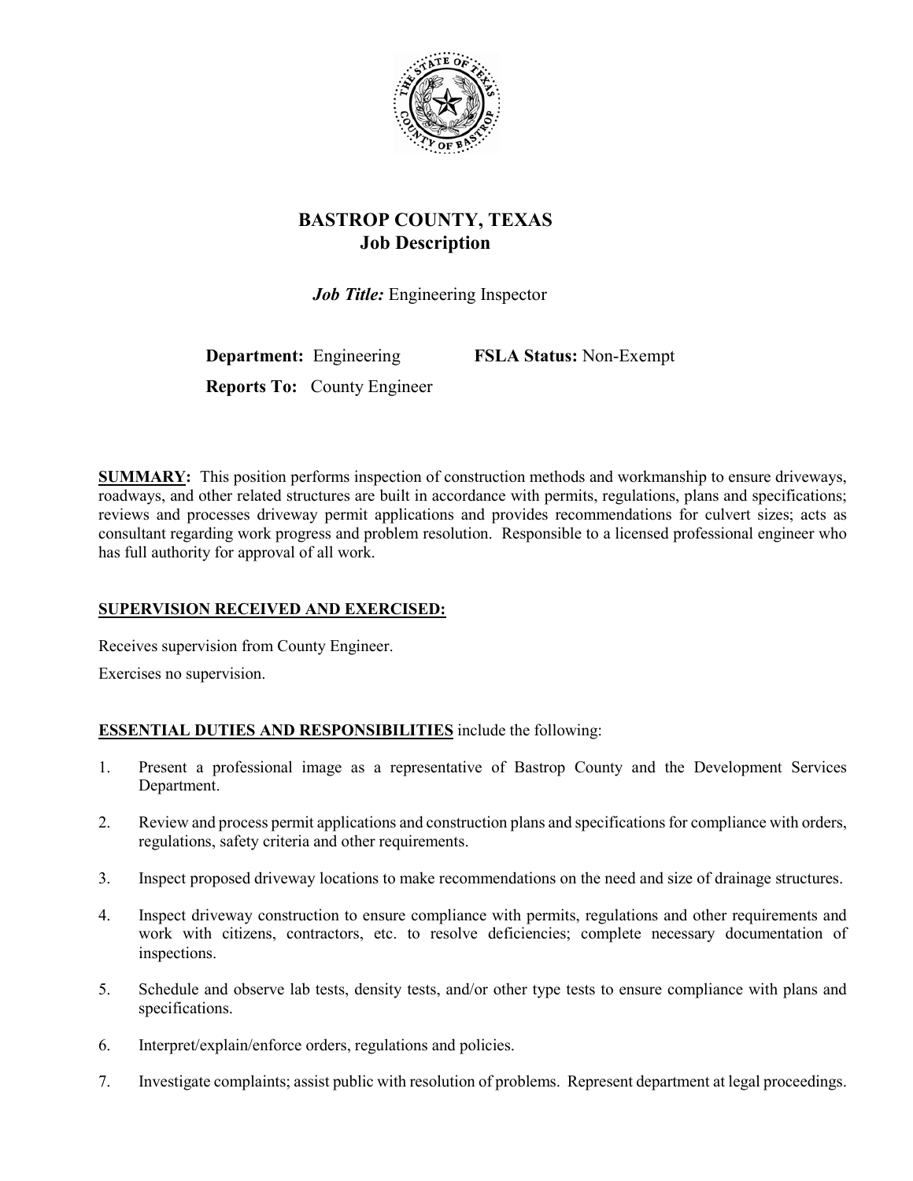# BASTROP COUNTY, TEXAS
## Job Description

***Job Title:*** Engineering Inspector

**Department:** Engineering **FSLA Status:** Non-Exempt

**Reports To:** County Engineer

**SUMMARY:** This position performs inspection of construction methods and workmanship to ensure driveways, roadways, and other related structures are built in accordance with permits, regulations, plans and specifications; reviews and processes driveway permit applications and provides recommendations for culvert sizes; acts as consultant regarding work progress and problem resolution. Responsible to a licensed professional engineer who has full authority for approval of all work.

**SUPERVISION RECEIVED AND EXERCISED:**

Receives supervision from County Engineer.

Exercises no supervision.

**ESSENTIAL DUTIES AND RESPONSIBILITIES** include the following:

1. Present a professional image as a representative of Bastrop County and the Development Services Department.
2. Review and process permit applications and construction plans and specifications for compliance with orders, regulations, safety criteria and other requirements.
3. Inspect proposed driveway locations to make recommendations on the need and size of drainage structures.
4. Inspect driveway construction to ensure compliance with permits, regulations and other requirements and work with citizens, contractors, etc. to resolve deficiencies; complete necessary documentation of inspections.
5. Schedule and observe lab tests, density tests, and/or other type tests to ensure compliance with plans and specifications.
6. Interpret/explain/enforce orders, regulations and policies.
7. Investigate complaints; assist public with resolution of problems. Represent department at legal proceedings.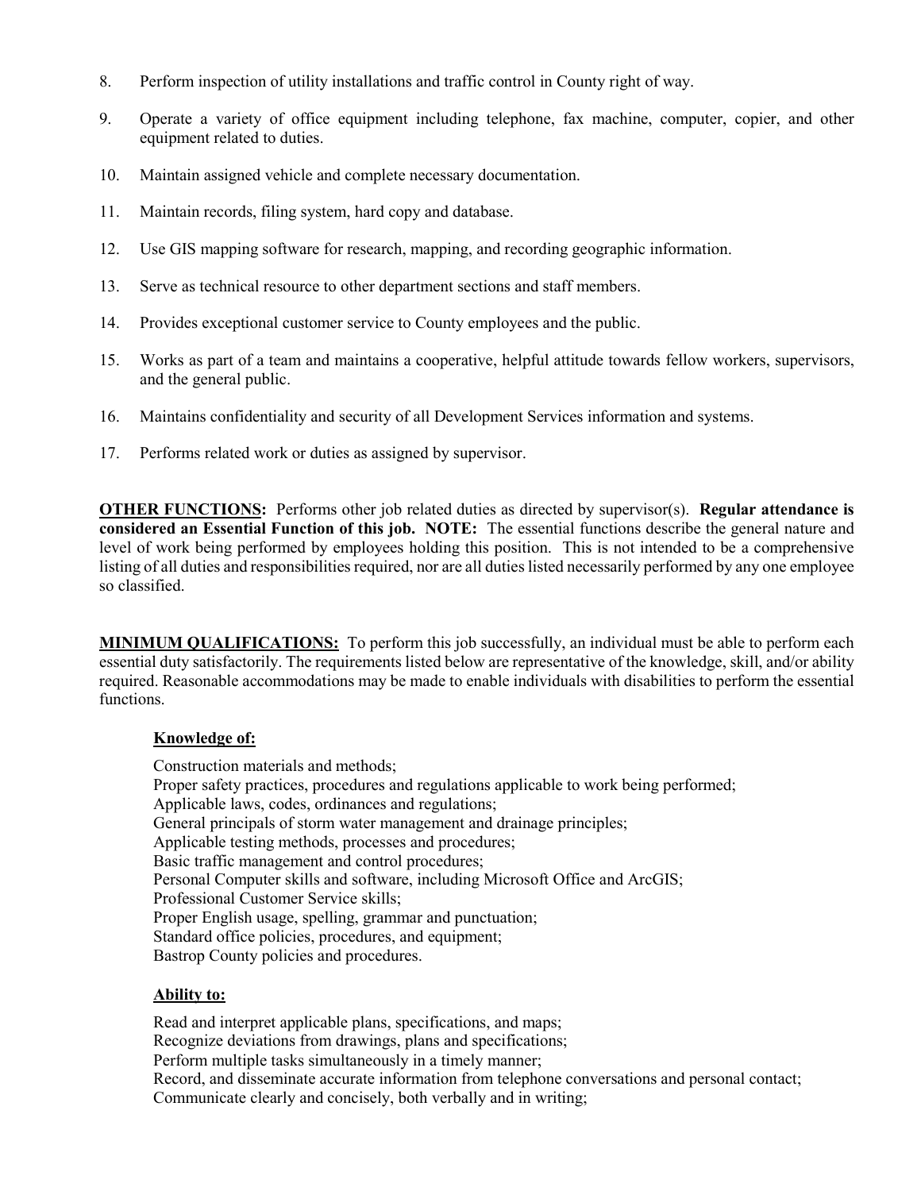8. Perform inspection of utility installations and traffic control in County right of way.

9. Operate a variety of office equipment including telephone, fax machine, computer, copier, and other equipment related to duties.

10. Maintain assigned vehicle and complete necessary documentation.

11. Maintain records, filing system, hard copy and database.

12. Use GIS mapping software for research, mapping, and recording geographic information.

13. Serve as technical resource to other department sections and staff members.

14. Provides exceptional customer service to County employees and the public.

15. Works as part of a team and maintains a cooperative, helpful attitude towards fellow workers, supervisors, and the general public.

16. Maintains confidentiality and security of all Development Services information and systems.

17. Performs related work or duties as assigned by supervisor.

**OTHER FUNCTIONS:** Performs other job related duties as directed by supervisor(s). **Regular attendance is considered an Essential Function of this job. NOTE:** The essential functions describe the general nature and level of work being performed by employees holding this position. This is not intended to be a comprehensive listing of all duties and responsibilities required, nor are all duties listed necessarily performed by any one employee so classified.

**MINIMUM QUALIFICATIONS:** To perform this job successfully, an individual must be able to perform each essential duty satisfactorily. The requirements listed below are representative of the knowledge, skill, and/or ability required. Reasonable accommodations may be made to enable individuals with disabilities to perform the essential functions.

**Knowledge of:**

Construction materials and methods;
Proper safety practices, procedures and regulations applicable to work being performed;
Applicable laws, codes, ordinances and regulations;
General principals of storm water management and drainage principles;
Applicable testing methods, processes and procedures;
Basic traffic management and control procedures;
Personal Computer skills and software, including Microsoft Office and ArcGIS;
Professional Customer Service skills;
Proper English usage, spelling, grammar and punctuation;
Standard office policies, procedures, and equipment;
Bastrop County policies and procedures.

**Ability to:**

Read and interpret applicable plans, specifications, and maps;
Recognize deviations from drawings, plans and specifications;
Perform multiple tasks simultaneously in a timely manner;
Record, and disseminate accurate information from telephone conversations and personal contact;
Communicate clearly and concisely, both verbally and in writing;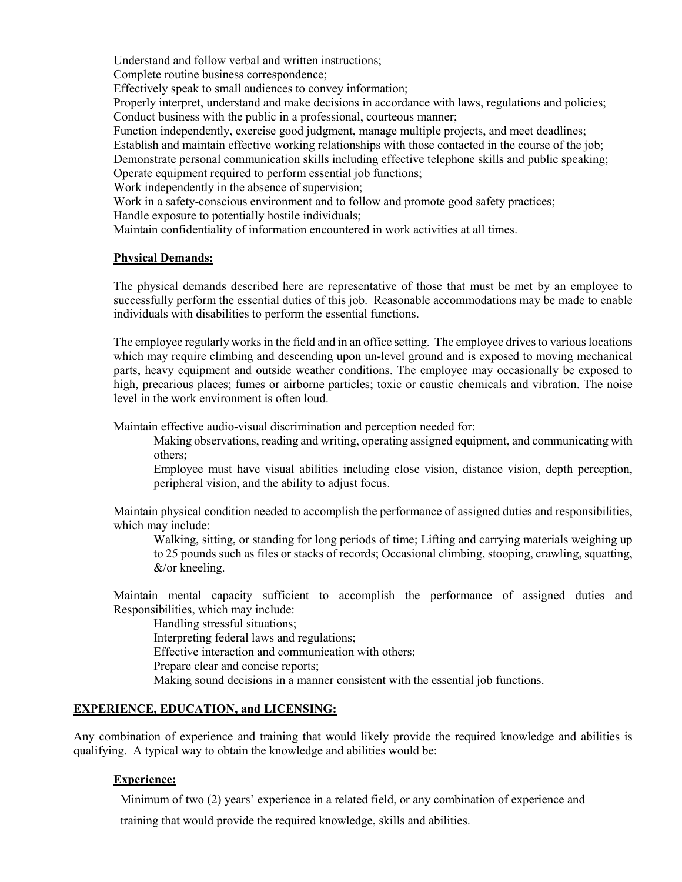Understand and follow verbal and written instructions;
Complete routine business correspondence;
Effectively speak to small audiences to convey information;
Properly interpret, understand and make decisions in accordance with laws, regulations and policies;
Conduct business with the public in a professional, courteous manner;
Function independently, exercise good judgment, manage multiple projects, and meet deadlines;
Establish and maintain effective working relationships with those contacted in the course of the job;
Demonstrate personal communication skills including effective telephone skills and public speaking;
Operate equipment required to perform essential job functions;
Work independently in the absence of supervision;
Work in a safety-conscious environment and to follow and promote good safety practices;
Handle exposure to potentially hostile individuals;
Maintain confidentiality of information encountered in work activities at all times.

**Physical Demands:**

The physical demands described here are representative of those that must be met by an employee to successfully perform the essential duties of this job. Reasonable accommodations may be made to enable individuals with disabilities to perform the essential functions.

The employee regularly works in the field and in an office setting. The employee drives to various locations which may require climbing and descending upon un-level ground and is exposed to moving mechanical parts, heavy equipment and outside weather conditions. The employee may occasionally be exposed to high, precarious places; fumes or airborne particles; toxic or caustic chemicals and vibration. The noise level in the work environment is often loud.

Maintain effective audio-visual discrimination and perception needed for:

> Making observations, reading and writing, operating assigned equipment, and communicating with others;
>
> Employee must have visual abilities including close vision, distance vision, depth perception, peripheral vision, and the ability to adjust focus.

Maintain physical condition needed to accomplish the performance of assigned duties and responsibilities, which may include:

> Walking, sitting, or standing for long periods of time; Lifting and carrying materials weighing up to 25 pounds such as files or stacks of records; Occasional climbing, stooping, crawling, squatting, &/or kneeling.

Maintain mental capacity sufficient to accomplish the performance of assigned duties and Responsibilities, which may include:

> Handling stressful situations;
> Interpreting federal laws and regulations;
> Effective interaction and communication with others;
> Prepare clear and concise reports;
> Making sound decisions in a manner consistent with the essential job functions.

**EXPERIENCE, EDUCATION, and LICENSING:**

Any combination of experience and training that would likely provide the required knowledge and abilities is qualifying. A typical way to obtain the knowledge and abilities would be:

**Experience:**

Minimum of two (2) years' experience in a related field, or any combination of experience and training that would provide the required knowledge, skills and abilities.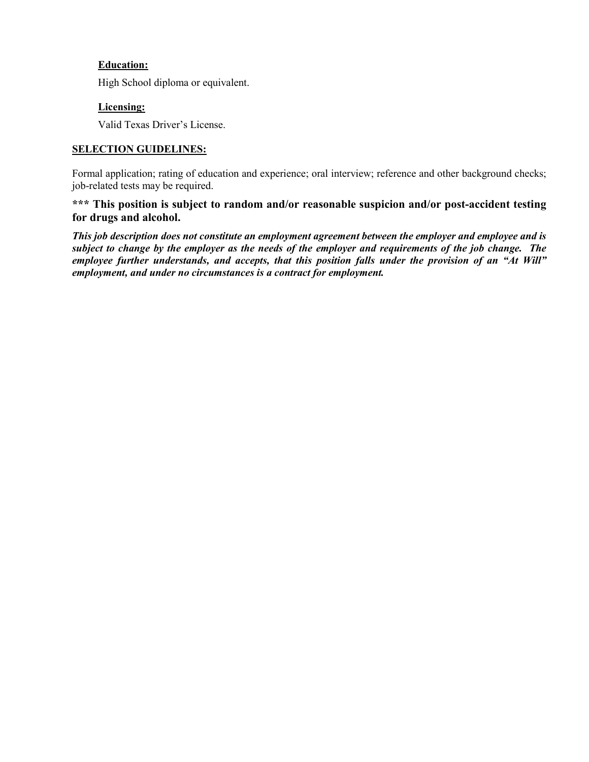**Education:**

High School diploma or equivalent.

**Licensing:**

Valid Texas Driver's License.

**SELECTION GUIDELINES:**

Formal application; rating of education and experience; oral interview; reference and other background checks; job-related tests may be required.

**\*\*\* This position is subject to random and/or reasonable suspicion and/or post-accident testing for drugs and alcohol.**

***This job description does not constitute an employment agreement between the employer and employee and is subject to change by the employer as the needs of the employer and requirements of the job change. The employee further understands, and accepts, that this position falls under the provision of an "At Will" employment, and under no circumstances is a contract for employment.***